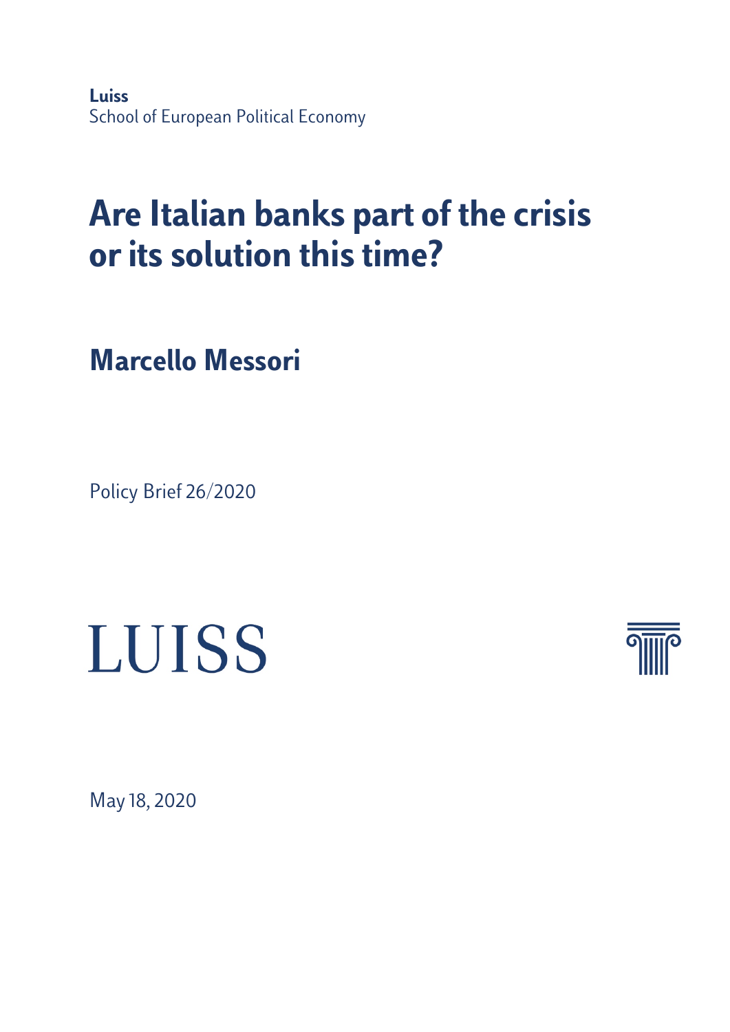**Luiss**
School of European Political Economy

# Are Italian banks part of the crisis or its solution this time?

## Marcello Messori

Policy Brief 26/2020

LUISS

May 18, 2020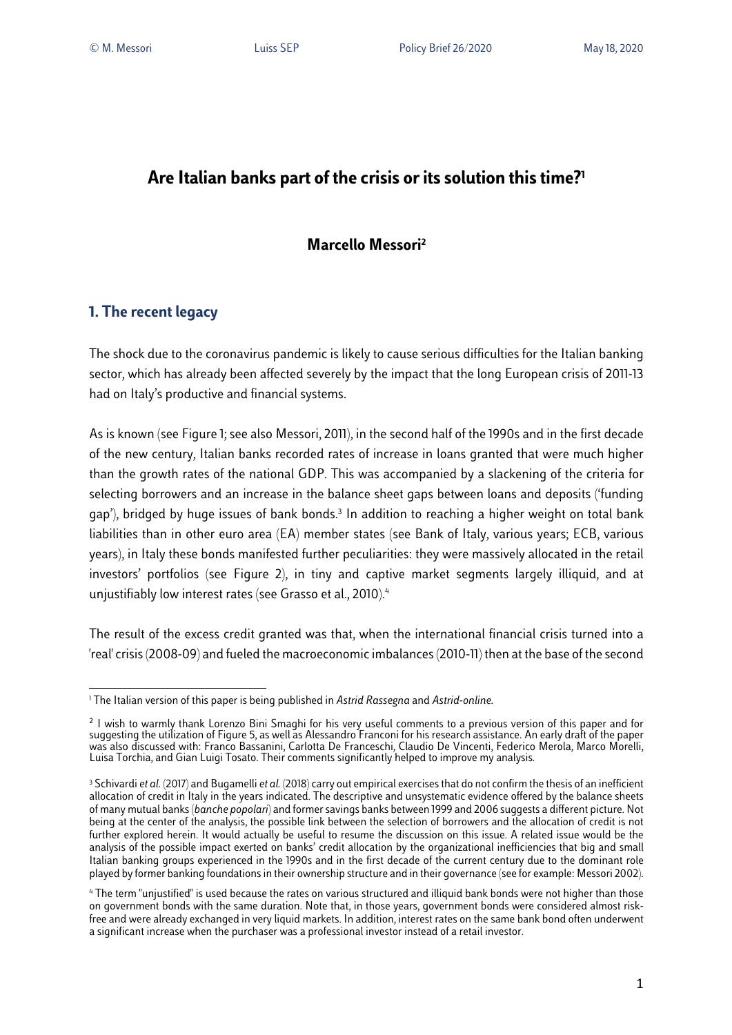# Are Italian banks part of the crisis or its solution this time?[1]

### Marcello Messori[2]

## 1. The recent legacy

The shock due to the coronavirus pandemic is likely to cause serious difficulties for the Italian banking sector, which has already been affected severely by the impact that the long European crisis of 2011-13 had on Italy's productive and financial systems.

As is known (see Figure 1; see also Messori, 2011), in the second half of the 1990s and in the first decade of the new century, Italian banks recorded rates of increase in loans granted that were much higher than the growth rates of the national GDP. This was accompanied by a slackening of the criteria for selecting borrowers and an increase in the balance sheet gaps between loans and deposits ('funding gap'), bridged by huge issues of bank bonds.[3] In addition to reaching a higher weight on total bank liabilities than in other euro area (EA) member states (see Bank of Italy, various years; ECB, various years), in Italy these bonds manifested further peculiarities: they were massively allocated in the retail investors' portfolios (see Figure 2), in tiny and captive market segments largely illiquid, and at unjustifiably low interest rates (see Grasso et al., 2010).[4]

The result of the excess credit granted was that, when the international financial crisis turned into a 'real' crisis (2008-09) and fueled the macroeconomic imbalances (2010-11) then at the base of the second

---

[1] The Italian version of this paper is being published in *Astrid Rassegna* and *Astrid-online*.

[2] I wish to warmly thank Lorenzo Bini Smaghi for his very useful comments to a previous version of this paper and for suggesting the utilization of Figure 5, as well as Alessandro Franconi for his research assistance. An early draft of the paper was also discussed with: Franco Bassanini, Carlotta De Franceschi, Claudio De Vincenti, Federico Merola, Marco Morelli, Luisa Torchia, and Gian Luigi Tosato. Their comments significantly helped to improve my analysis.

[3] Schivardi *et al.* (2017) and Bugamelli *et al.* (2018) carry out empirical exercises that do not confirm the thesis of an inefficient allocation of credit in Italy in the years indicated. The descriptive and unsystematic evidence offered by the balance sheets of many mutual banks (*banche popolari*) and former savings banks between 1999 and 2006 suggests a different picture. Not being at the center of the analysis, the possible link between the selection of borrowers and the allocation of credit is not further explored herein. It would actually be useful to resume the discussion on this issue. A related issue would be the analysis of the possible impact exerted on banks' credit allocation by the organizational inefficiencies that big and small Italian banking groups experienced in the 1990s and in the first decade of the current century due to the dominant role played by former banking foundations in their ownership structure and in their governance (see for example: Messori 2002).

[4] The term "unjustified" is used because the rates on various structured and illiquid bank bonds were not higher than those on government bonds with the same duration. Note that, in those years, government bonds were considered almost risk-free and were already exchanged in very liquid markets. In addition, interest rates on the same bank bond often underwent a significant increase when the purchaser was a professional investor instead of a retail investor.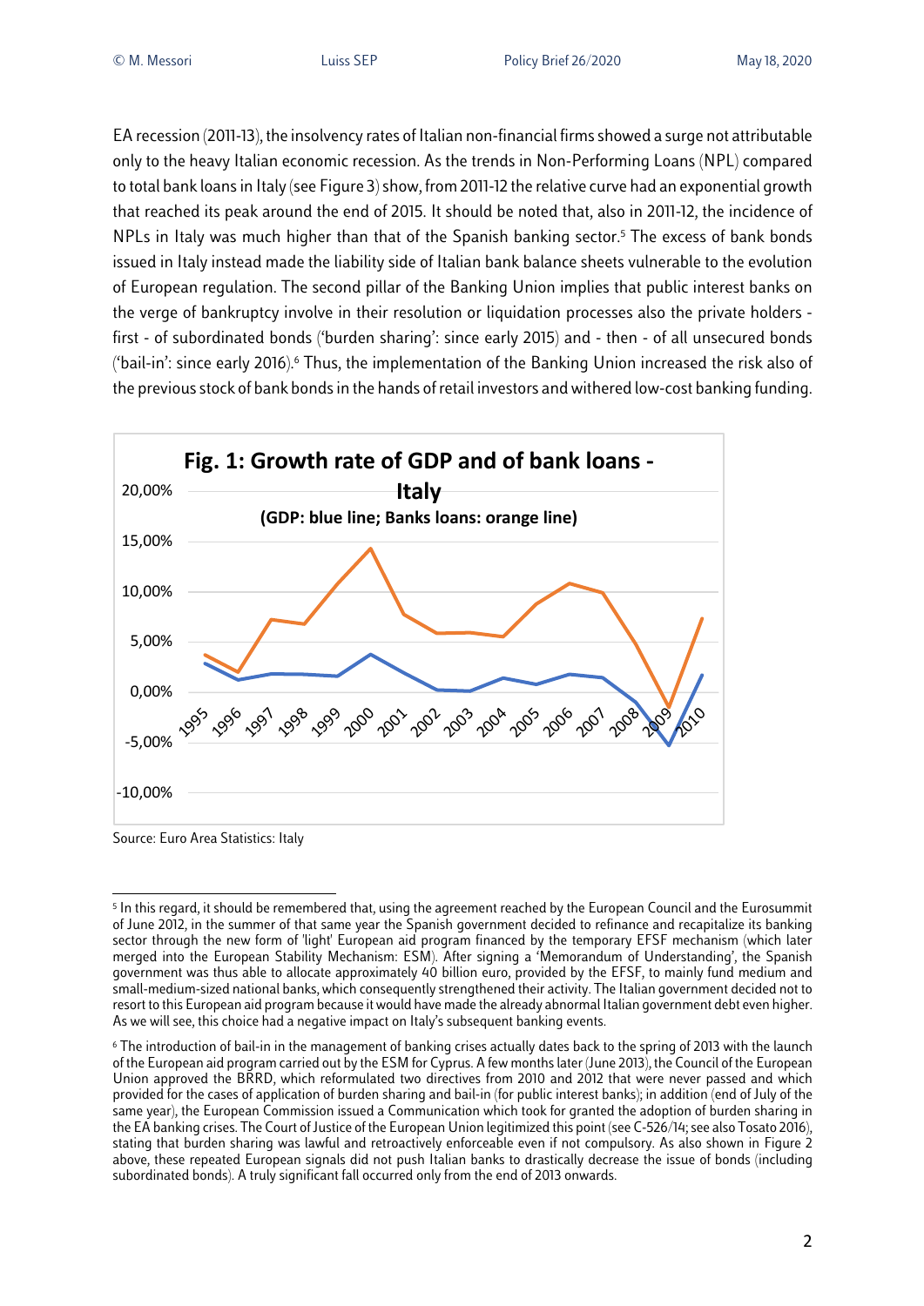EA recession (2011-13), the insolvency rates of Italian non-financial firms showed a surge not attributable only to the heavy Italian economic recession. As the trends in Non-Performing Loans (NPL) compared to total bank loans in Italy (see Figure 3) show, from 2011-12 the relative curve had an exponential growth that reached its peak around the end of 2015. It should be noted that, also in 2011-12, the incidence of NPLs in Italy was much higher than that of the Spanish banking sector.[5] The excess of bank bonds issued in Italy instead made the liability side of Italian bank balance sheets vulnerable to the evolution of European regulation. The second pillar of the Banking Union implies that public interest banks on the verge of bankruptcy involve in their resolution or liquidation processes also the private holders - first - of subordinated bonds ('burden sharing': since early 2015) and - then - of all unsecured bonds ('bail-in': since early 2016).[6] Thus, the implementation of the Banking Union increased the risk also of the previous stock of bank bonds in the hands of retail investors and withered low-cost banking funding.

**Fig. 1: Growth rate of GDP and of bank loans - Italy**

**(GDP: blue line; Banks loans: orange line)**

Source: Euro Area Statistics: Italy

---

[5] In this regard, it should be remembered that, using the agreement reached by the European Council and the Eurosummit of June 2012, in the summer of that same year the Spanish government decided to refinance and recapitalize its banking sector through the new form of 'light' European aid program financed by the temporary EFSF mechanism (which later merged into the European Stability Mechanism: ESM). After signing a 'Memorandum of Understanding', the Spanish government was thus able to allocate approximately 40 billion euro, provided by the EFSF, to mainly fund medium and small-medium-sized national banks, which consequently strengthened their activity. The Italian government decided not to resort to this European aid program because it would have made the already abnormal Italian government debt even higher. As we will see, this choice had a negative impact on Italy's subsequent banking events.

[6] The introduction of bail-in in the management of banking crises actually dates back to the spring of 2013 with the launch of the European aid program carried out by the ESM for Cyprus. A few months later (June 2013), the Council of the European Union approved the BRRD, which reformulated two directives from 2010 and 2012 that were never passed and which provided for the cases of application of burden sharing and bail-in (for public interest banks); in addition (end of July of the same year), the European Commission issued a Communication which took for granted the adoption of burden sharing in the EA banking crises. The Court of Justice of the European Union legitimized this point (see C-526/14; see also Tosato 2016), stating that burden sharing was lawful and retroactively enforceable even if not compulsory. As also shown in Figure 2 above, these repeated European signals did not push Italian banks to drastically decrease the issue of bonds (including subordinated bonds). A truly significant fall occurred only from the end of 2013 onwards.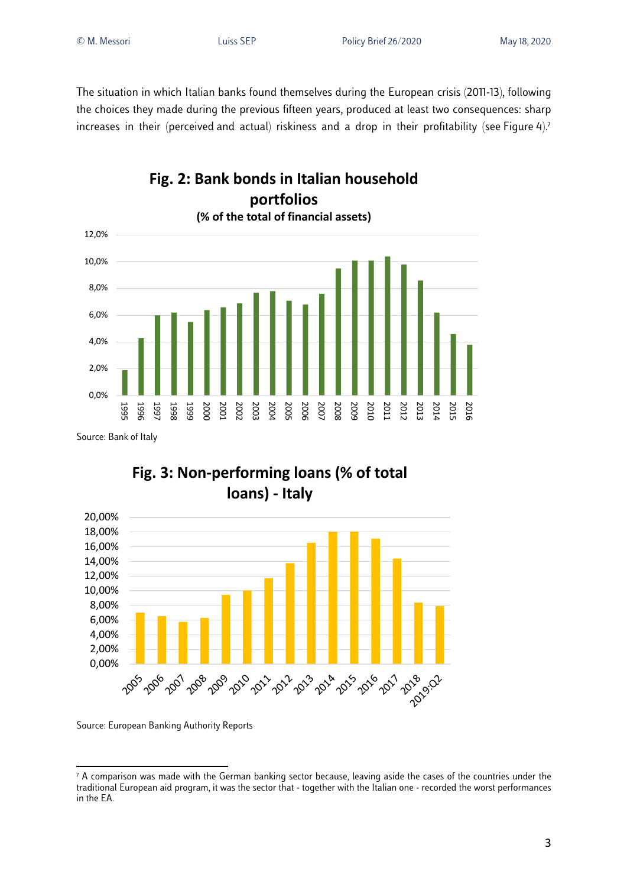The situation in which Italian banks found themselves during the European crisis (2011-13), following the choices they made during the previous fifteen years, produced at least two consequences: sharp increases in their (perceived and actual) riskiness and a drop in their profitability (see Figure 4).[7]

**Fig. 2: Bank bonds in Italian household portfolios**
**(% of the total of financial assets)**

Source: Bank of Italy

**Fig. 3: Non-performing loans (% of total loans) - Italy**

Source: European Banking Authority Reports

[7] A comparison was made with the German banking sector because, leaving aside the cases of the countries under the traditional European aid program, it was the sector that - together with the Italian one - recorded the worst performances in the EA.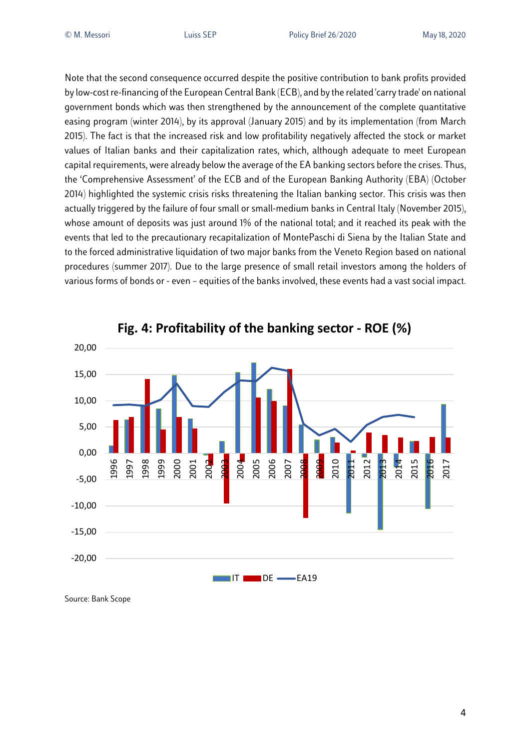Note that the second consequence occurred despite the positive contribution to bank profits provided by low-cost re-financing of the European Central Bank (ECB), and by the related 'carry trade' on national government bonds which was then strengthened by the announcement of the complete quantitative easing program (winter 2014), by its approval (January 2015) and by its implementation (from March 2015). The fact is that the increased risk and low profitability negatively affected the stock or market values of Italian banks and their capitalization rates, which, although adequate to meet European capital requirements, were already below the average of the EA banking sectors before the crises. Thus, the 'Comprehensive Assessment' of the ECB and of the European Banking Authority (EBA) (October 2014) highlighted the systemic crisis risks threatening the Italian banking sector. This crisis was then actually triggered by the failure of four small or small-medium banks in Central Italy (November 2015), whose amount of deposits was just around 1% of the national total; and it reached its peak with the events that led to the precautionary recapitalization of MontePaschi di Siena by the Italian State and to the forced administrative liquidation of two major banks from the Veneto Region based on national procedures (summer 2017). Due to the large presence of small retail investors among the holders of various forms of bonds or - even – equities of the banks involved, these events had a vast social impact.

**Fig. 4: Profitability of the banking sector - ROE (%)**

Source: Bank Scope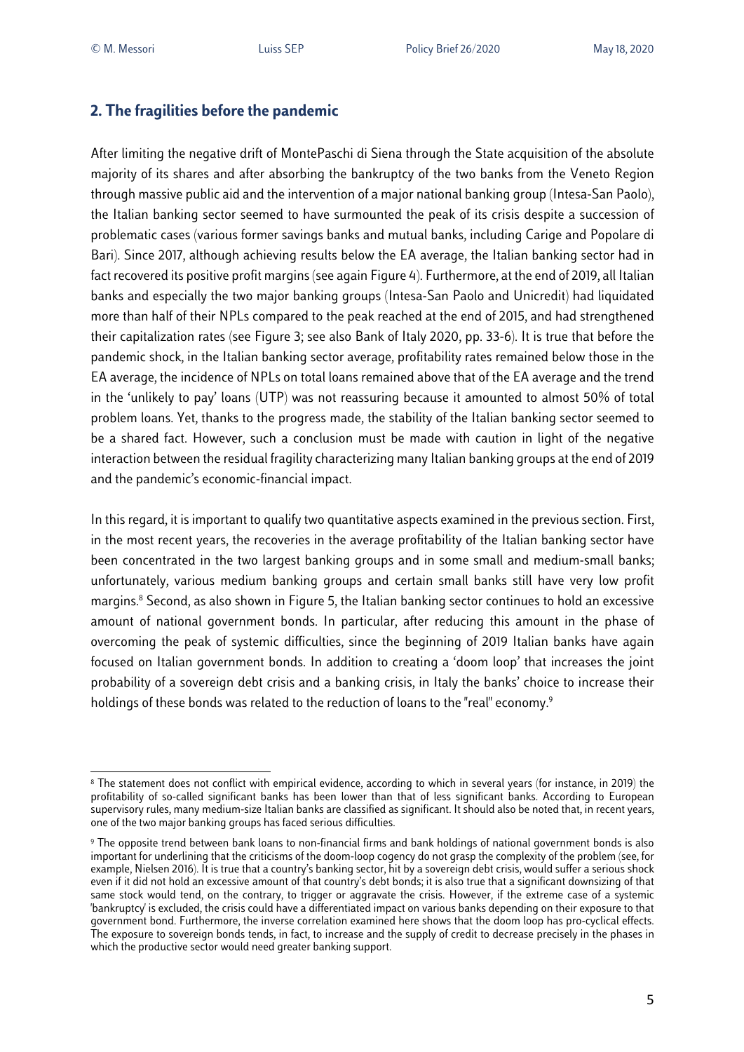## 2. The fragilities before the pandemic

After limiting the negative drift of MontePaschi di Siena through the State acquisition of the absolute majority of its shares and after absorbing the bankruptcy of the two banks from the Veneto Region through massive public aid and the intervention of a major national banking group (Intesa-San Paolo), the Italian banking sector seemed to have surmounted the peak of its crisis despite a succession of problematic cases (various former savings banks and mutual banks, including Carige and Popolare di Bari). Since 2017, although achieving results below the EA average, the Italian banking sector had in fact recovered its positive profit margins (see again Figure 4). Furthermore, at the end of 2019, all Italian banks and especially the two major banking groups (Intesa-San Paolo and Unicredit) had liquidated more than half of their NPLs compared to the peak reached at the end of 2015, and had strengthened their capitalization rates (see Figure 3; see also Bank of Italy 2020, pp. 33-6). It is true that before the pandemic shock, in the Italian banking sector average, profitability rates remained below those in the EA average, the incidence of NPLs on total loans remained above that of the EA average and the trend in the 'unlikely to pay' loans (UTP) was not reassuring because it amounted to almost 50% of total problem loans. Yet, thanks to the progress made, the stability of the Italian banking sector seemed to be a shared fact. However, such a conclusion must be made with caution in light of the negative interaction between the residual fragility characterizing many Italian banking groups at the end of 2019 and the pandemic's economic-financial impact.

In this regard, it is important to qualify two quantitative aspects examined in the previous section. First, in the most recent years, the recoveries in the average profitability of the Italian banking sector have been concentrated in the two largest banking groups and in some small and medium-small banks; unfortunately, various medium banking groups and certain small banks still have very low profit margins.[8] Second, as also shown in Figure 5, the Italian banking sector continues to hold an excessive amount of national government bonds. In particular, after reducing this amount in the phase of overcoming the peak of systemic difficulties, since the beginning of 2019 Italian banks have again focused on Italian government bonds. In addition to creating a 'doom loop' that increases the joint probability of a sovereign debt crisis and a banking crisis, in Italy the banks' choice to increase their holdings of these bonds was related to the reduction of loans to the "real" economy.[9]

---

[8] The statement does not conflict with empirical evidence, according to which in several years (for instance, in 2019) the profitability of so-called significant banks has been lower than that of less significant banks. According to European supervisory rules, many medium-size Italian banks are classified as significant. It should also be noted that, in recent years, one of the two major banking groups has faced serious difficulties.

[9] The opposite trend between bank loans to non-financial firms and bank holdings of national government bonds is also important for underlining that the criticisms of the doom-loop cogency do not grasp the complexity of the problem (see, for example, Nielsen 2016). It is true that a country's banking sector, hit by a sovereign debt crisis, would suffer a serious shock even if it did not hold an excessive amount of that country's debt bonds; it is also true that a significant downsizing of that same stock would tend, on the contrary, to trigger or aggravate the crisis. However, if the extreme case of a systemic 'bankruptcy' is excluded, the crisis could have a differentiated impact on various banks depending on their exposure to that government bond. Furthermore, the inverse correlation examined here shows that the doom loop has pro-cyclical effects. The exposure to sovereign bonds tends, in fact, to increase and the supply of credit to decrease precisely in the phases in which the productive sector would need greater banking support.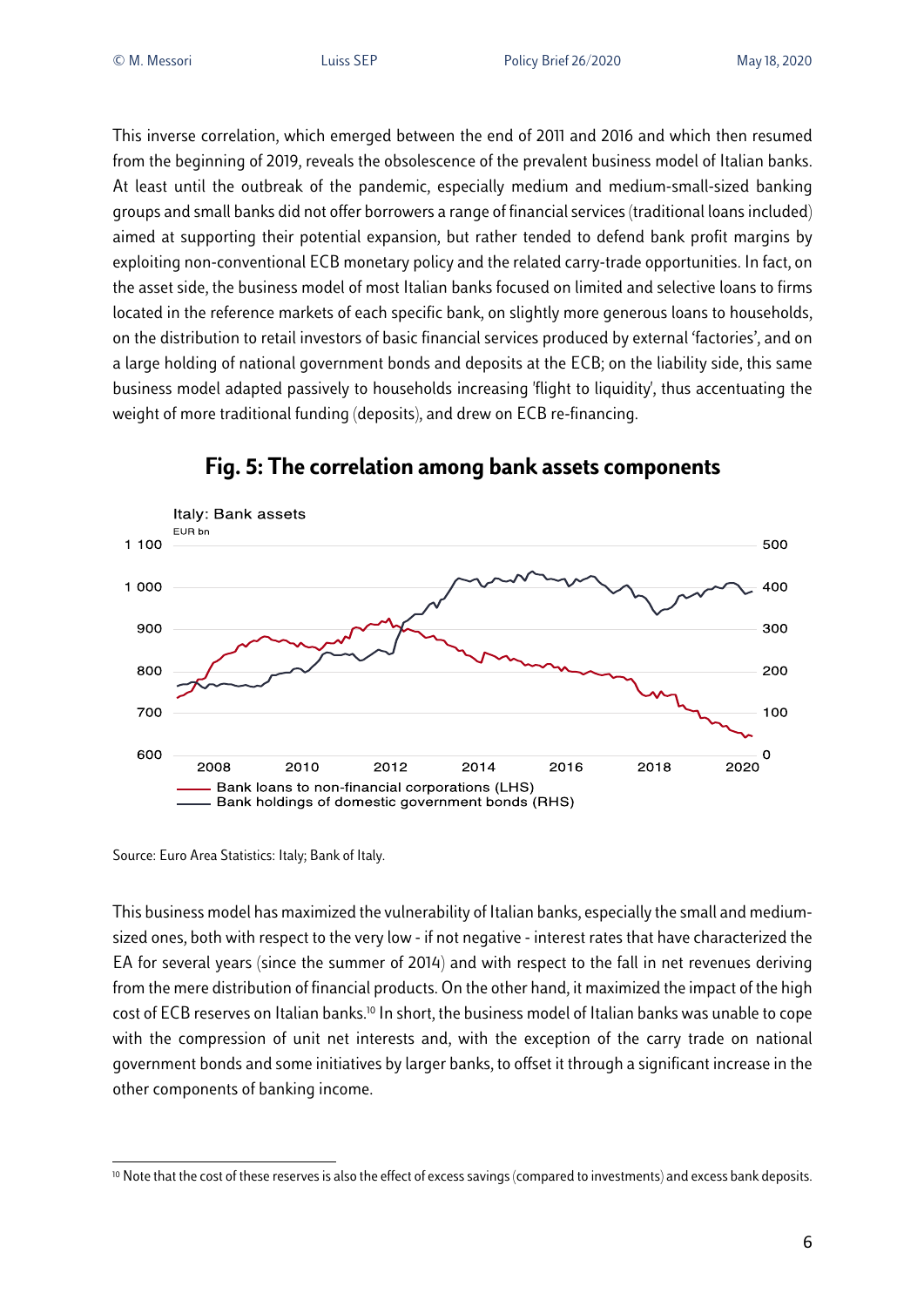This inverse correlation, which emerged between the end of 2011 and 2016 and which then resumed from the beginning of 2019, reveals the obsolescence of the prevalent business model of Italian banks. At least until the outbreak of the pandemic, especially medium and medium-small-sized banking groups and small banks did not offer borrowers a range of financial services (traditional loans included) aimed at supporting their potential expansion, but rather tended to defend bank profit margins by exploiting non-conventional ECB monetary policy and the related carry-trade opportunities. In fact, on the asset side, the business model of most Italian banks focused on limited and selective loans to firms located in the reference markets of each specific bank, on slightly more generous loans to households, on the distribution to retail investors of basic financial services produced by external 'factories', and on a large holding of national government bonds and deposits at the ECB; on the liability side, this same business model adapted passively to households increasing 'flight to liquidity', thus accentuating the weight of more traditional funding (deposits), and drew on ECB re-financing.

## Fig. 5: The correlation among bank assets components

Italy: Bank assets

EUR bn

Bank loans to non-financial corporations (LHS)

Bank holdings of domestic government bonds (RHS)

Source: Euro Area Statistics: Italy; Bank of Italy.

This business model has maximized the vulnerability of Italian banks, especially the small and medium-sized ones, both with respect to the very low - if not negative - interest rates that have characterized the EA for several years (since the summer of 2014) and with respect to the fall in net revenues deriving from the mere distribution of financial products. On the other hand, it maximized the impact of the high cost of ECB reserves on Italian banks.[10] In short, the business model of Italian banks was unable to cope with the compression of unit net interests and, with the exception of the carry trade on national government bonds and some initiatives by larger banks, to offset it through a significant increase in the other components of banking income.

[10] Note that the cost of these reserves is also the effect of excess savings (compared to investments) and excess bank deposits.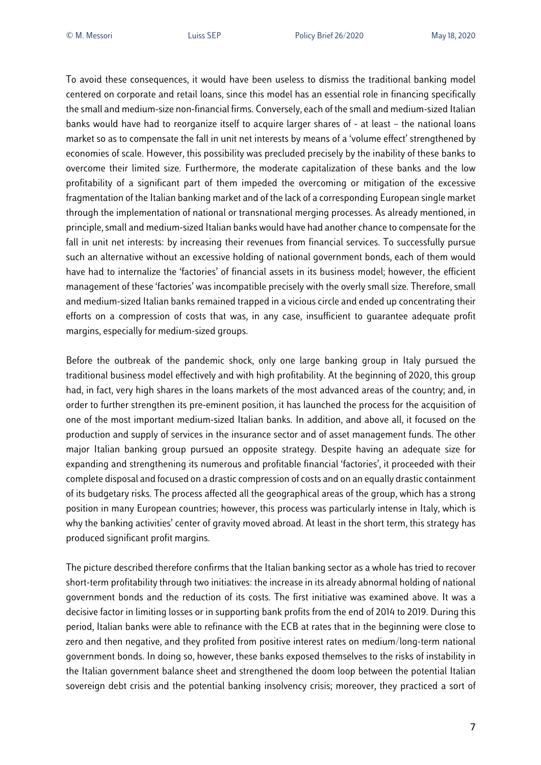To avoid these consequences, it would have been useless to dismiss the traditional banking model centered on corporate and retail loans, since this model has an essential role in financing specifically the small and medium-size non-financial firms. Conversely, each of the small and medium-sized Italian banks would have had to reorganize itself to acquire larger shares of - at least – the national loans market so as to compensate the fall in unit net interests by means of a 'volume effect' strengthened by economies of scale. However, this possibility was precluded precisely by the inability of these banks to overcome their limited size. Furthermore, the moderate capitalization of these banks and the low profitability of a significant part of them impeded the overcoming or mitigation of the excessive fragmentation of the Italian banking market and of the lack of a corresponding European single market through the implementation of national or transnational merging processes. As already mentioned, in principle, small and medium-sized Italian banks would have had another chance to compensate for the fall in unit net interests: by increasing their revenues from financial services. To successfully pursue such an alternative without an excessive holding of national government bonds, each of them would have had to internalize the 'factories' of financial assets in its business model; however, the efficient management of these 'factories' was incompatible precisely with the overly small size. Therefore, small and medium-sized Italian banks remained trapped in a vicious circle and ended up concentrating their efforts on a compression of costs that was, in any case, insufficient to guarantee adequate profit margins, especially for medium-sized groups.

Before the outbreak of the pandemic shock, only one large banking group in Italy pursued the traditional business model effectively and with high profitability. At the beginning of 2020, this group had, in fact, very high shares in the loans markets of the most advanced areas of the country; and, in order to further strengthen its pre-eminent position, it has launched the process for the acquisition of one of the most important medium-sized Italian banks. In addition, and above all, it focused on the production and supply of services in the insurance sector and of asset management funds. The other major Italian banking group pursued an opposite strategy. Despite having an adequate size for expanding and strengthening its numerous and profitable financial 'factories', it proceeded with their complete disposal and focused on a drastic compression of costs and on an equally drastic containment of its budgetary risks. The process affected all the geographical areas of the group, which has a strong position in many European countries; however, this process was particularly intense in Italy, which is why the banking activities' center of gravity moved abroad. At least in the short term, this strategy has produced significant profit margins.

The picture described therefore confirms that the Italian banking sector as a whole has tried to recover short-term profitability through two initiatives: the increase in its already abnormal holding of national government bonds and the reduction of its costs. The first initiative was examined above. It was a decisive factor in limiting losses or in supporting bank profits from the end of 2014 to 2019. During this period, Italian banks were able to refinance with the ECB at rates that in the beginning were close to zero and then negative, and they profited from positive interest rates on medium/long-term national government bonds. In doing so, however, these banks exposed themselves to the risks of instability in the Italian government balance sheet and strengthened the doom loop between the potential Italian sovereign debt crisis and the potential banking insolvency crisis; moreover, they practiced a sort of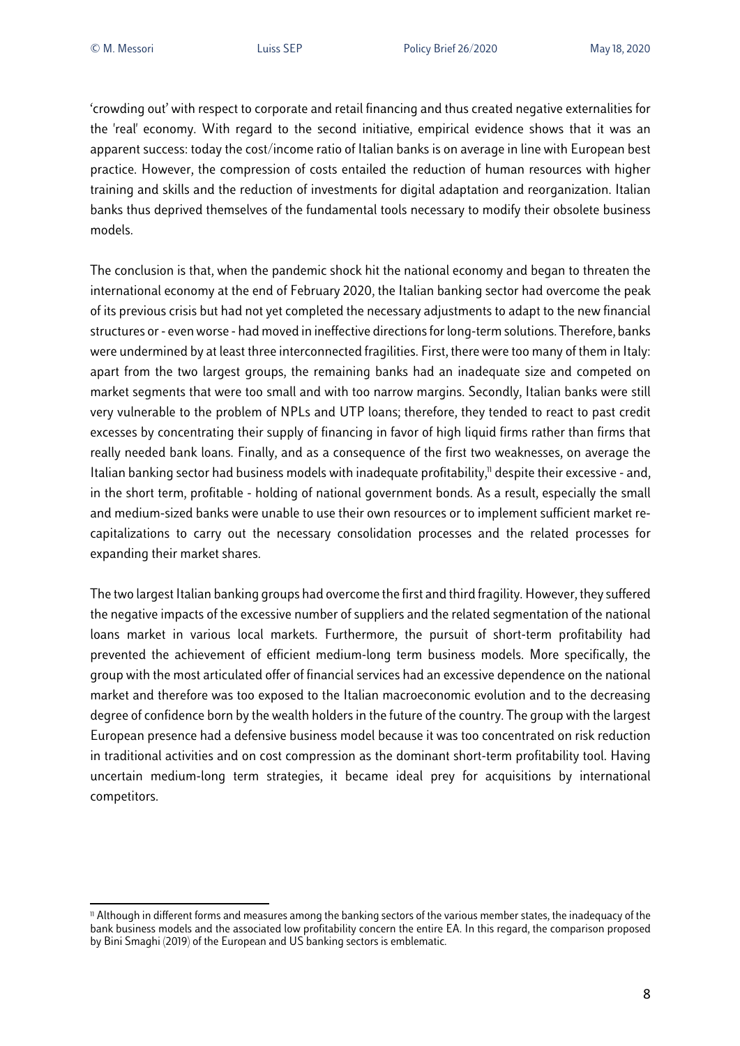'crowding out' with respect to corporate and retail financing and thus created negative externalities for the 'real' economy. With regard to the second initiative, empirical evidence shows that it was an apparent success: today the cost/income ratio of Italian banks is on average in line with European best practice. However, the compression of costs entailed the reduction of human resources with higher training and skills and the reduction of investments for digital adaptation and reorganization. Italian banks thus deprived themselves of the fundamental tools necessary to modify their obsolete business models.

The conclusion is that, when the pandemic shock hit the national economy and began to threaten the international economy at the end of February 2020, the Italian banking sector had overcome the peak of its previous crisis but had not yet completed the necessary adjustments to adapt to the new financial structures or - even worse - had moved in ineffective directions for long-term solutions. Therefore, banks were undermined by at least three interconnected fragilities. First, there were too many of them in Italy: apart from the two largest groups, the remaining banks had an inadequate size and competed on market segments that were too small and with too narrow margins. Secondly, Italian banks were still very vulnerable to the problem of NPLs and UTP loans; therefore, they tended to react to past credit excesses by concentrating their supply of financing in favor of high liquid firms rather than firms that really needed bank loans. Finally, and as a consequence of the first two weaknesses, on average the Italian banking sector had business models with inadequate profitability,[11] despite their excessive - and, in the short term, profitable - holding of national government bonds. As a result, especially the small and medium-sized banks were unable to use their own resources or to implement sufficient market re-capitalizations to carry out the necessary consolidation processes and the related processes for expanding their market shares.

The two largest Italian banking groups had overcome the first and third fragility. However, they suffered the negative impacts of the excessive number of suppliers and the related segmentation of the national loans market in various local markets. Furthermore, the pursuit of short-term profitability had prevented the achievement of efficient medium-long term business models. More specifically, the group with the most articulated offer of financial services had an excessive dependence on the national market and therefore was too exposed to the Italian macroeconomic evolution and to the decreasing degree of confidence born by the wealth holders in the future of the country. The group with the largest European presence had a defensive business model because it was too concentrated on risk reduction in traditional activities and on cost compression as the dominant short-term profitability tool. Having uncertain medium-long term strategies, it became ideal prey for acquisitions by international competitors.

---

[11] Although in different forms and measures among the banking sectors of the various member states, the inadequacy of the bank business models and the associated low profitability concern the entire EA. In this regard, the comparison proposed by Bini Smaghi (2019) of the European and US banking sectors is emblematic.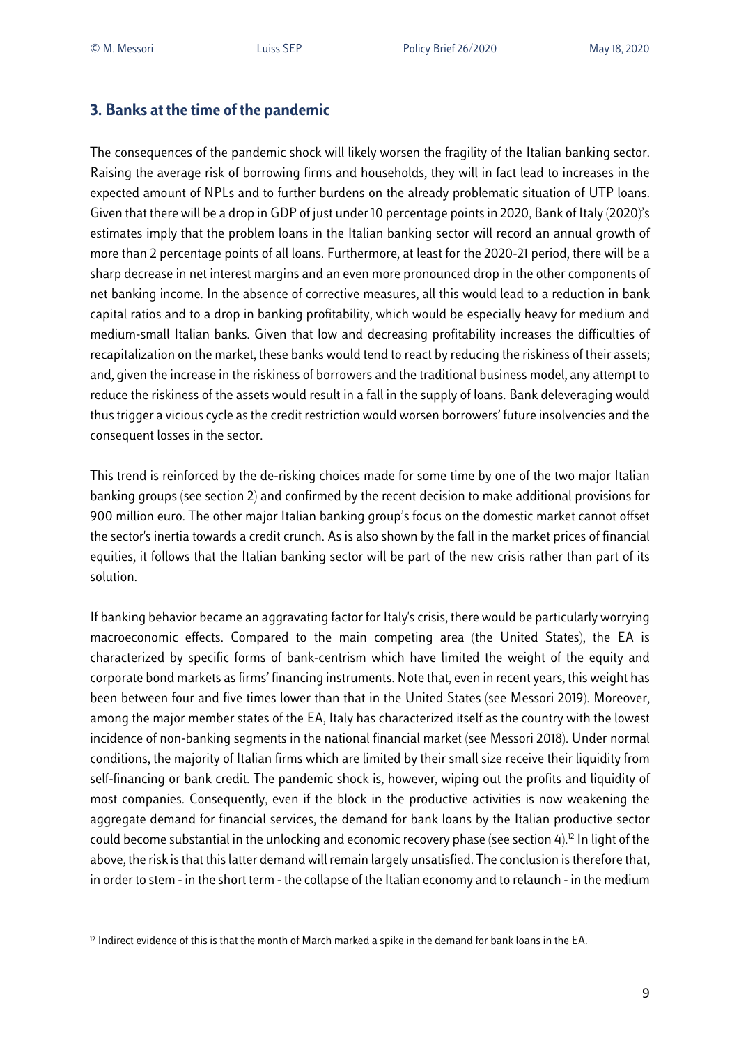## 3. Banks at the time of the pandemic

The consequences of the pandemic shock will likely worsen the fragility of the Italian banking sector. Raising the average risk of borrowing firms and households, they will in fact lead to increases in the expected amount of NPLs and to further burdens on the already problematic situation of UTP loans. Given that there will be a drop in GDP of just under 10 percentage points in 2020, Bank of Italy (2020)'s estimates imply that the problem loans in the Italian banking sector will record an annual growth of more than 2 percentage points of all loans. Furthermore, at least for the 2020-21 period, there will be a sharp decrease in net interest margins and an even more pronounced drop in the other components of net banking income. In the absence of corrective measures, all this would lead to a reduction in bank capital ratios and to a drop in banking profitability, which would be especially heavy for medium and medium-small Italian banks. Given that low and decreasing profitability increases the difficulties of recapitalization on the market, these banks would tend to react by reducing the riskiness of their assets; and, given the increase in the riskiness of borrowers and the traditional business model, any attempt to reduce the riskiness of the assets would result in a fall in the supply of loans. Bank deleveraging would thus trigger a vicious cycle as the credit restriction would worsen borrowers' future insolvencies and the consequent losses in the sector.

This trend is reinforced by the de-risking choices made for some time by one of the two major Italian banking groups (see section 2) and confirmed by the recent decision to make additional provisions for 900 million euro. The other major Italian banking group's focus on the domestic market cannot offset the sector's inertia towards a credit crunch. As is also shown by the fall in the market prices of financial equities, it follows that the Italian banking sector will be part of the new crisis rather than part of its solution.

If banking behavior became an aggravating factor for Italy's crisis, there would be particularly worrying macroeconomic effects. Compared to the main competing area (the United States), the EA is characterized by specific forms of bank-centrism which have limited the weight of the equity and corporate bond markets as firms' financing instruments. Note that, even in recent years, this weight has been between four and five times lower than that in the United States (see Messori 2019). Moreover, among the major member states of the EA, Italy has characterized itself as the country with the lowest incidence of non-banking segments in the national financial market (see Messori 2018). Under normal conditions, the majority of Italian firms which are limited by their small size receive their liquidity from self-financing or bank credit. The pandemic shock is, however, wiping out the profits and liquidity of most companies. Consequently, even if the block in the productive activities is now weakening the aggregate demand for financial services, the demand for bank loans by the Italian productive sector could become substantial in the unlocking and economic recovery phase (see section 4).[12] In light of the above, the risk is that this latter demand will remain largely unsatisfied. The conclusion is therefore that, in order to stem - in the short term - the collapse of the Italian economy and to relaunch - in the medium

[12] Indirect evidence of this is that the month of March marked a spike in the demand for bank loans in the EA.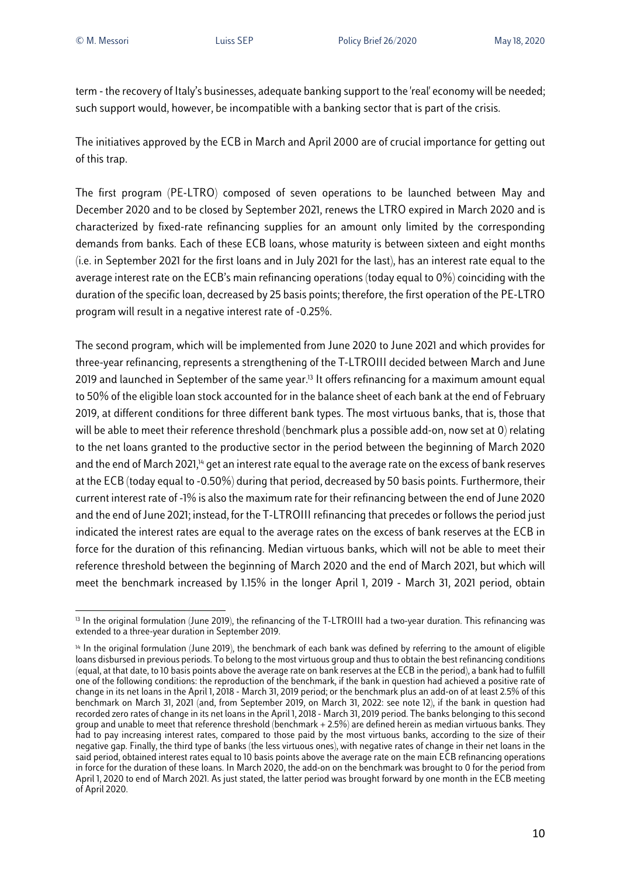term - the recovery of Italy's businesses, adequate banking support to the 'real' economy will be needed; such support would, however, be incompatible with a banking sector that is part of the crisis.

The initiatives approved by the ECB in March and April 2000 are of crucial importance for getting out of this trap.

The first program (PE-LTRO) composed of seven operations to be launched between May and December 2020 and to be closed by September 2021, renews the LTRO expired in March 2020 and is characterized by fixed-rate refinancing supplies for an amount only limited by the corresponding demands from banks. Each of these ECB loans, whose maturity is between sixteen and eight months (i.e. in September 2021 for the first loans and in July 2021 for the last), has an interest rate equal to the average interest rate on the ECB's main refinancing operations (today equal to 0%) coinciding with the duration of the specific loan, decreased by 25 basis points; therefore, the first operation of the PE-LTRO program will result in a negative interest rate of -0.25%.

The second program, which will be implemented from June 2020 to June 2021 and which provides for three-year refinancing, represents a strengthening of the T-LTROIII decided between March and June 2019 and launched in September of the same year.[13] It offers refinancing for a maximum amount equal to 50% of the eligible loan stock accounted for in the balance sheet of each bank at the end of February 2019, at different conditions for three different bank types. The most virtuous banks, that is, those that will be able to meet their reference threshold (benchmark plus a possible add-on, now set at 0) relating to the net loans granted to the productive sector in the period between the beginning of March 2020 and the end of March 2021,[14] get an interest rate equal to the average rate on the excess of bank reserves at the ECB (today equal to -0.50%) during that period, decreased by 50 basis points. Furthermore, their current interest rate of -1% is also the maximum rate for their refinancing between the end of June 2020 and the end of June 2021; instead, for the T-LTROIII refinancing that precedes or follows the period just indicated the interest rates are equal to the average rates on the excess of bank reserves at the ECB in force for the duration of this refinancing. Median virtuous banks, which will not be able to meet their reference threshold between the beginning of March 2020 and the end of March 2021, but which will meet the benchmark increased by 1.15% in the longer April 1, 2019 - March 31, 2021 period, obtain

---

[13] In the original formulation (June 2019), the refinancing of the T-LTROIII had a two-year duration. This refinancing was extended to a three-year duration in September 2019.

[14] In the original formulation (June 2019), the benchmark of each bank was defined by referring to the amount of eligible loans disbursed in previous periods. To belong to the most virtuous group and thus to obtain the best refinancing conditions (equal, at that date, to 10 basis points above the average rate on bank reserves at the ECB in the period), a bank had to fulfill one of the following conditions: the reproduction of the benchmark, if the bank in question had achieved a positive rate of change in its net loans in the April 1, 2018 - March 31, 2019 period; or the benchmark plus an add-on of at least 2.5% of this benchmark on March 31, 2021 (and, from September 2019, on March 31, 2022: see note 12), if the bank in question had recorded zero rates of change in its net loans in the April 1, 2018 - March 31, 2019 period. The banks belonging to this second group and unable to meet that reference threshold (benchmark + 2.5%) are defined herein as median virtuous banks. They had to pay increasing interest rates, compared to those paid by the most virtuous banks, according to the size of their negative gap. Finally, the third type of banks (the less virtuous ones), with negative rates of change in their net loans in the said period, obtained interest rates equal to 10 basis points above the average rate on the main ECB refinancing operations in force for the duration of these loans. In March 2020, the add-on on the benchmark was brought to 0 for the period from April 1, 2020 to end of March 2021. As just stated, the latter period was brought forward by one month in the ECB meeting of April 2020.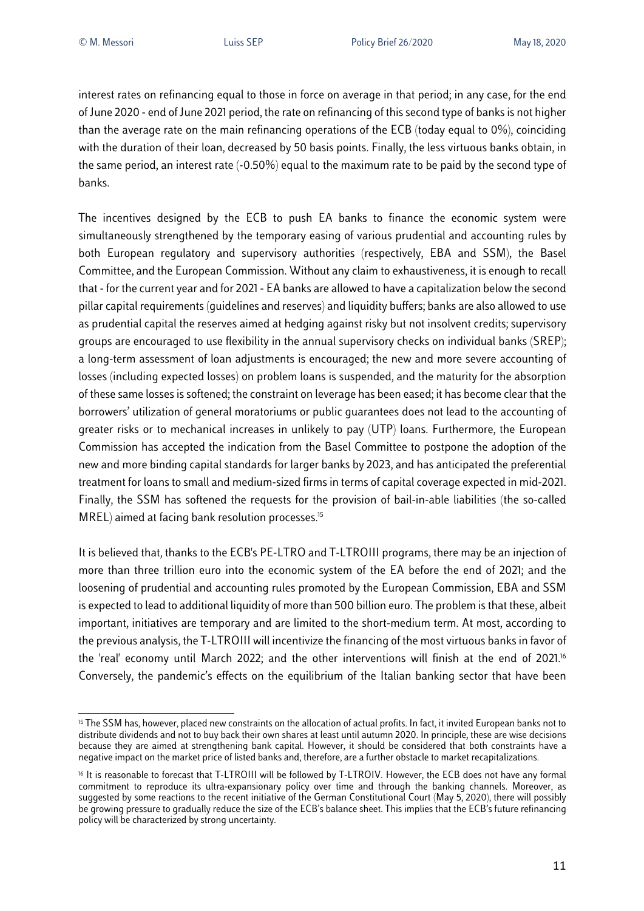interest rates on refinancing equal to those in force on average in that period; in any case, for the end of June 2020 - end of June 2021 period, the rate on refinancing of this second type of banks is not higher than the average rate on the main refinancing operations of the ECB (today equal to 0%), coinciding with the duration of their loan, decreased by 50 basis points. Finally, the less virtuous banks obtain, in the same period, an interest rate (-0.50%) equal to the maximum rate to be paid by the second type of banks.

The incentives designed by the ECB to push EA banks to finance the economic system were simultaneously strengthened by the temporary easing of various prudential and accounting rules by both European regulatory and supervisory authorities (respectively, EBA and SSM), the Basel Committee, and the European Commission. Without any claim to exhaustiveness, it is enough to recall that - for the current year and for 2021 - EA banks are allowed to have a capitalization below the second pillar capital requirements (guidelines and reserves) and liquidity buffers; banks are also allowed to use as prudential capital the reserves aimed at hedging against risky but not insolvent credits; supervisory groups are encouraged to use flexibility in the annual supervisory checks on individual banks (SREP); a long-term assessment of loan adjustments is encouraged; the new and more severe accounting of losses (including expected losses) on problem loans is suspended, and the maturity for the absorption of these same losses is softened; the constraint on leverage has been eased; it has become clear that the borrowers' utilization of general moratoriums or public guarantees does not lead to the accounting of greater risks or to mechanical increases in unlikely to pay (UTP) loans. Furthermore, the European Commission has accepted the indication from the Basel Committee to postpone the adoption of the new and more binding capital standards for larger banks by 2023, and has anticipated the preferential treatment for loans to small and medium-sized firms in terms of capital coverage expected in mid-2021. Finally, the SSM has softened the requests for the provision of bail-in-able liabilities (the so-called MREL) aimed at facing bank resolution processes.[15]

It is believed that, thanks to the ECB's PE-LTRO and T-LTROIII programs, there may be an injection of more than three trillion euro into the economic system of the EA before the end of 2021; and the loosening of prudential and accounting rules promoted by the European Commission, EBA and SSM is expected to lead to additional liquidity of more than 500 billion euro. The problem is that these, albeit important, initiatives are temporary and are limited to the short-medium term. At most, according to the previous analysis, the T-LTROIII will incentivize the financing of the most virtuous banks in favor of the 'real' economy until March 2022; and the other interventions will finish at the end of 2021.[16] Conversely, the pandemic's effects on the equilibrium of the Italian banking sector that have been

---

[15] The SSM has, however, placed new constraints on the allocation of actual profits. In fact, it invited European banks not to distribute dividends and not to buy back their own shares at least until autumn 2020. In principle, these are wise decisions because they are aimed at strengthening bank capital. However, it should be considered that both constraints have a negative impact on the market price of listed banks and, therefore, are a further obstacle to market recapitalizations.

[16] It is reasonable to forecast that T-LTROIII will be followed by T-LTROIV. However, the ECB does not have any formal commitment to reproduce its ultra-expansionary policy over time and through the banking channels. Moreover, as suggested by some reactions to the recent initiative of the German Constitutional Court (May 5, 2020), there will possibly be growing pressure to gradually reduce the size of the ECB's balance sheet. This implies that the ECB's future refinancing policy will be characterized by strong uncertainty.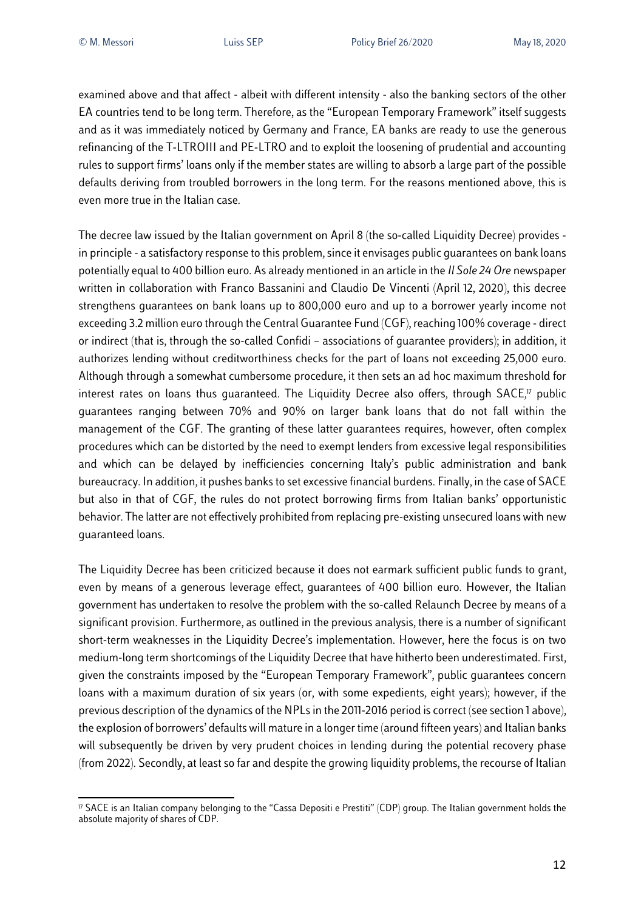examined above and that affect - albeit with different intensity - also the banking sectors of the other EA countries tend to be long term. Therefore, as the "European Temporary Framework" itself suggests and as it was immediately noticed by Germany and France, EA banks are ready to use the generous refinancing of the T-LTROIII and PE-LTRO and to exploit the loosening of prudential and accounting rules to support firms' loans only if the member states are willing to absorb a large part of the possible defaults deriving from troubled borrowers in the long term. For the reasons mentioned above, this is even more true in the Italian case.

The decree law issued by the Italian government on April 8 (the so-called Liquidity Decree) provides - in principle - a satisfactory response to this problem, since it envisages public guarantees on bank loans potentially equal to 400 billion euro. As already mentioned in an article in the *Il Sole 24 Ore* newspaper written in collaboration with Franco Bassanini and Claudio De Vincenti (April 12, 2020), this decree strengthens guarantees on bank loans up to 800,000 euro and up to a borrower yearly income not exceeding 3.2 million euro through the Central Guarantee Fund (CGF), reaching 100% coverage - direct or indirect (that is, through the so-called Confidi – associations of guarantee providers); in addition, it authorizes lending without creditworthiness checks for the part of loans not exceeding 25,000 euro. Although through a somewhat cumbersome procedure, it then sets an ad hoc maximum threshold for interest rates on loans thus guaranteed. The Liquidity Decree also offers, through SACE,[17] public guarantees ranging between 70% and 90% on larger bank loans that do not fall within the management of the CGF. The granting of these latter guarantees requires, however, often complex procedures which can be distorted by the need to exempt lenders from excessive legal responsibilities and which can be delayed by inefficiencies concerning Italy's public administration and bank bureaucracy. In addition, it pushes banks to set excessive financial burdens. Finally, in the case of SACE but also in that of CGF, the rules do not protect borrowing firms from Italian banks' opportunistic behavior. The latter are not effectively prohibited from replacing pre-existing unsecured loans with new guaranteed loans.

The Liquidity Decree has been criticized because it does not earmark sufficient public funds to grant, even by means of a generous leverage effect, guarantees of 400 billion euro. However, the Italian government has undertaken to resolve the problem with the so-called Relaunch Decree by means of a significant provision. Furthermore, as outlined in the previous analysis, there is a number of significant short-term weaknesses in the Liquidity Decree's implementation. However, here the focus is on two medium-long term shortcomings of the Liquidity Decree that have hitherto been underestimated. First, given the constraints imposed by the "European Temporary Framework", public guarantees concern loans with a maximum duration of six years (or, with some expedients, eight years); however, if the previous description of the dynamics of the NPLs in the 2011-2016 period is correct (see section 1 above), the explosion of borrowers' defaults will mature in a longer time (around fifteen years) and Italian banks will subsequently be driven by very prudent choices in lending during the potential recovery phase (from 2022). Secondly, at least so far and despite the growing liquidity problems, the recourse of Italian

[17] SACE is an Italian company belonging to the "Cassa Depositi e Prestiti" (CDP) group. The Italian government holds the absolute majority of shares of CDP.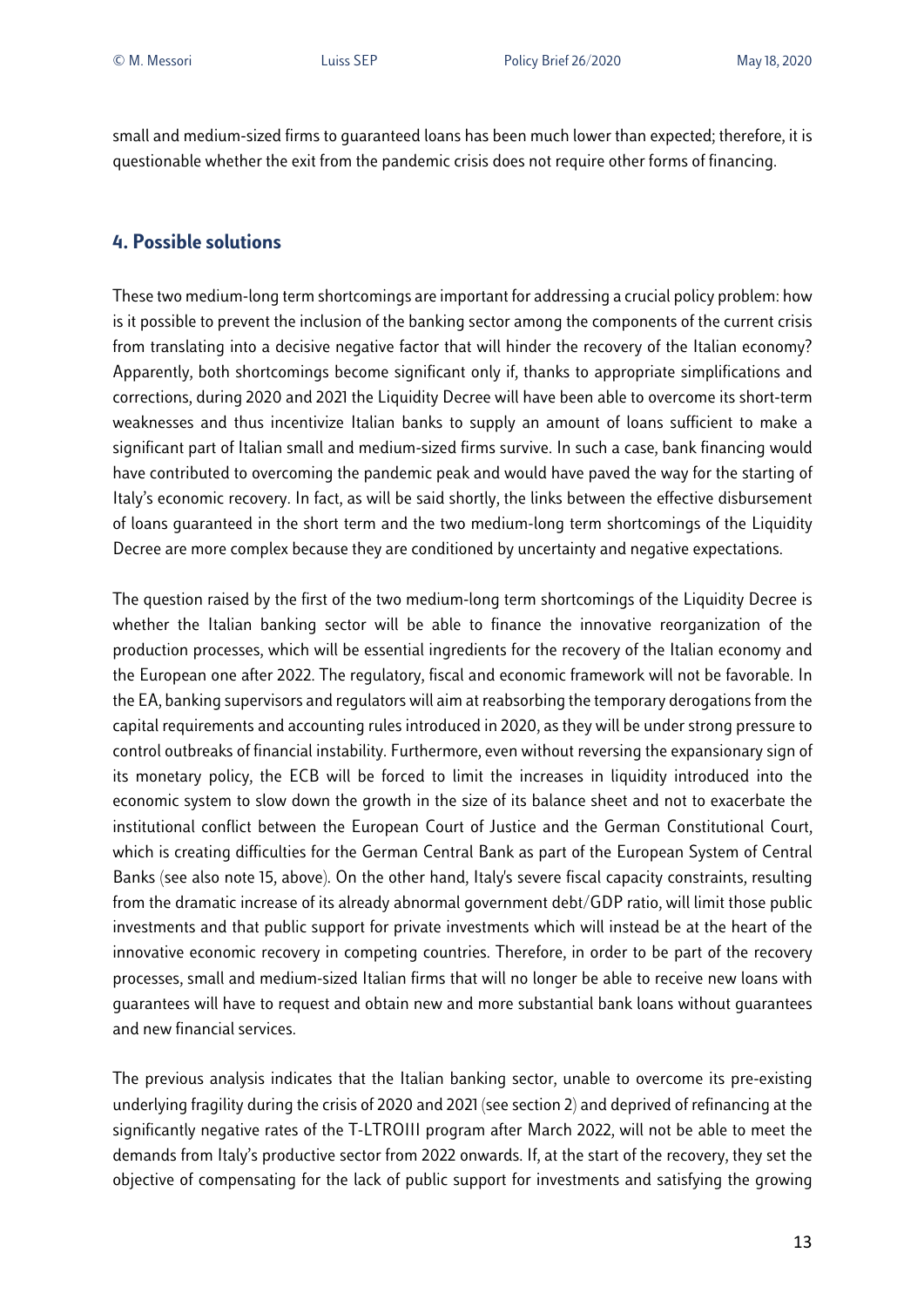small and medium-sized firms to guaranteed loans has been much lower than expected; therefore, it is questionable whether the exit from the pandemic crisis does not require other forms of financing.

## 4. Possible solutions

These two medium-long term shortcomings are important for addressing a crucial policy problem: how is it possible to prevent the inclusion of the banking sector among the components of the current crisis from translating into a decisive negative factor that will hinder the recovery of the Italian economy? Apparently, both shortcomings become significant only if, thanks to appropriate simplifications and corrections, during 2020 and 2021 the Liquidity Decree will have been able to overcome its short-term weaknesses and thus incentivize Italian banks to supply an amount of loans sufficient to make a significant part of Italian small and medium-sized firms survive. In such a case, bank financing would have contributed to overcoming the pandemic peak and would have paved the way for the starting of Italy's economic recovery. In fact, as will be said shortly, the links between the effective disbursement of loans guaranteed in the short term and the two medium-long term shortcomings of the Liquidity Decree are more complex because they are conditioned by uncertainty and negative expectations.

The question raised by the first of the two medium-long term shortcomings of the Liquidity Decree is whether the Italian banking sector will be able to finance the innovative reorganization of the production processes, which will be essential ingredients for the recovery of the Italian economy and the European one after 2022. The regulatory, fiscal and economic framework will not be favorable. In the EA, banking supervisors and regulators will aim at reabsorbing the temporary derogations from the capital requirements and accounting rules introduced in 2020, as they will be under strong pressure to control outbreaks of financial instability. Furthermore, even without reversing the expansionary sign of its monetary policy, the ECB will be forced to limit the increases in liquidity introduced into the economic system to slow down the growth in the size of its balance sheet and not to exacerbate the institutional conflict between the European Court of Justice and the German Constitutional Court, which is creating difficulties for the German Central Bank as part of the European System of Central Banks (see also note 15, above). On the other hand, Italy's severe fiscal capacity constraints, resulting from the dramatic increase of its already abnormal government debt/GDP ratio, will limit those public investments and that public support for private investments which will instead be at the heart of the innovative economic recovery in competing countries. Therefore, in order to be part of the recovery processes, small and medium-sized Italian firms that will no longer be able to receive new loans with guarantees will have to request and obtain new and more substantial bank loans without guarantees and new financial services.

The previous analysis indicates that the Italian banking sector, unable to overcome its pre-existing underlying fragility during the crisis of 2020 and 2021 (see section 2) and deprived of refinancing at the significantly negative rates of the T-LTROIII program after March 2022, will not be able to meet the demands from Italy's productive sector from 2022 onwards. If, at the start of the recovery, they set the objective of compensating for the lack of public support for investments and satisfying the growing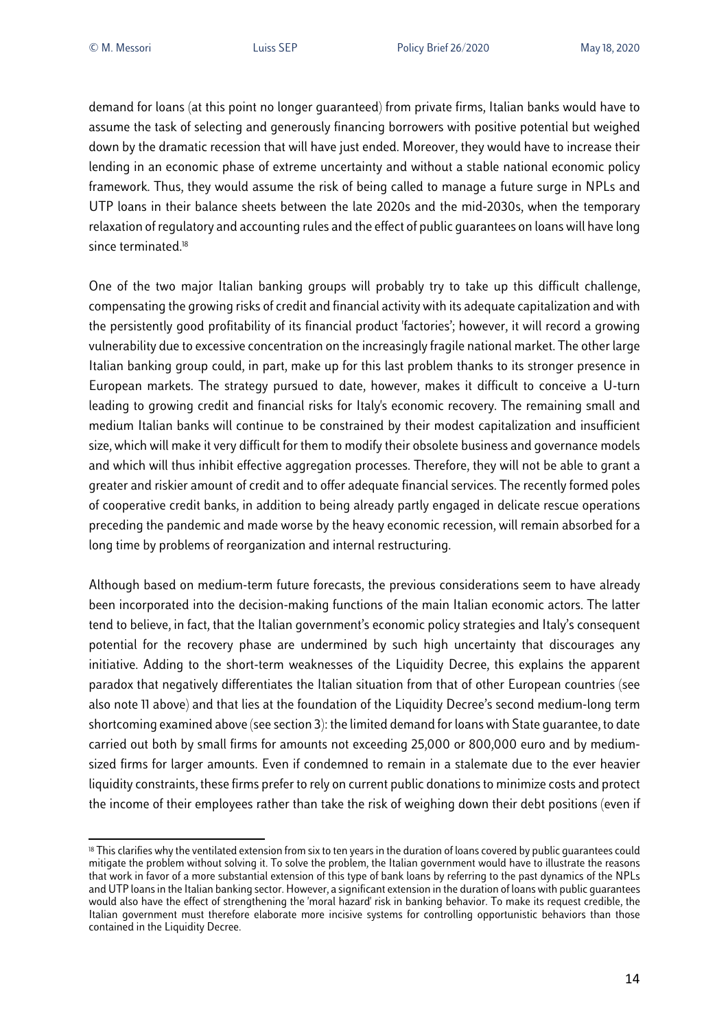demand for loans (at this point no longer guaranteed) from private firms, Italian banks would have to assume the task of selecting and generously financing borrowers with positive potential but weighed down by the dramatic recession that will have just ended. Moreover, they would have to increase their lending in an economic phase of extreme uncertainty and without a stable national economic policy framework. Thus, they would assume the risk of being called to manage a future surge in NPLs and UTP loans in their balance sheets between the late 2020s and the mid-2030s, when the temporary relaxation of regulatory and accounting rules and the effect of public guarantees on loans will have long since terminated.[18]

One of the two major Italian banking groups will probably try to take up this difficult challenge, compensating the growing risks of credit and financial activity with its adequate capitalization and with the persistently good profitability of its financial product 'factories'; however, it will record a growing vulnerability due to excessive concentration on the increasingly fragile national market. The other large Italian banking group could, in part, make up for this last problem thanks to its stronger presence in European markets. The strategy pursued to date, however, makes it difficult to conceive a U-turn leading to growing credit and financial risks for Italy's economic recovery. The remaining small and medium Italian banks will continue to be constrained by their modest capitalization and insufficient size, which will make it very difficult for them to modify their obsolete business and governance models and which will thus inhibit effective aggregation processes. Therefore, they will not be able to grant a greater and riskier amount of credit and to offer adequate financial services. The recently formed poles of cooperative credit banks, in addition to being already partly engaged in delicate rescue operations preceding the pandemic and made worse by the heavy economic recession, will remain absorbed for a long time by problems of reorganization and internal restructuring.

Although based on medium-term future forecasts, the previous considerations seem to have already been incorporated into the decision-making functions of the main Italian economic actors. The latter tend to believe, in fact, that the Italian government's economic policy strategies and Italy's consequent potential for the recovery phase are undermined by such high uncertainty that discourages any initiative. Adding to the short-term weaknesses of the Liquidity Decree, this explains the apparent paradox that negatively differentiates the Italian situation from that of other European countries (see also note 11 above) and that lies at the foundation of the Liquidity Decree's second medium-long term shortcoming examined above (see section 3): the limited demand for loans with State guarantee, to date carried out both by small firms for amounts not exceeding 25,000 or 800,000 euro and by medium-sized firms for larger amounts. Even if condemned to remain in a stalemate due to the ever heavier liquidity constraints, these firms prefer to rely on current public donations to minimize costs and protect the income of their employees rather than take the risk of weighing down their debt positions (even if

[18] This clarifies why the ventilated extension from six to ten years in the duration of loans covered by public guarantees could mitigate the problem without solving it. To solve the problem, the Italian government would have to illustrate the reasons that work in favor of a more substantial extension of this type of bank loans by referring to the past dynamics of the NPLs and UTP loans in the Italian banking sector. However, a significant extension in the duration of loans with public guarantees would also have the effect of strengthening the 'moral hazard' risk in banking behavior. To make its request credible, the Italian government must therefore elaborate more incisive systems for controlling opportunistic behaviors than those contained in the Liquidity Decree.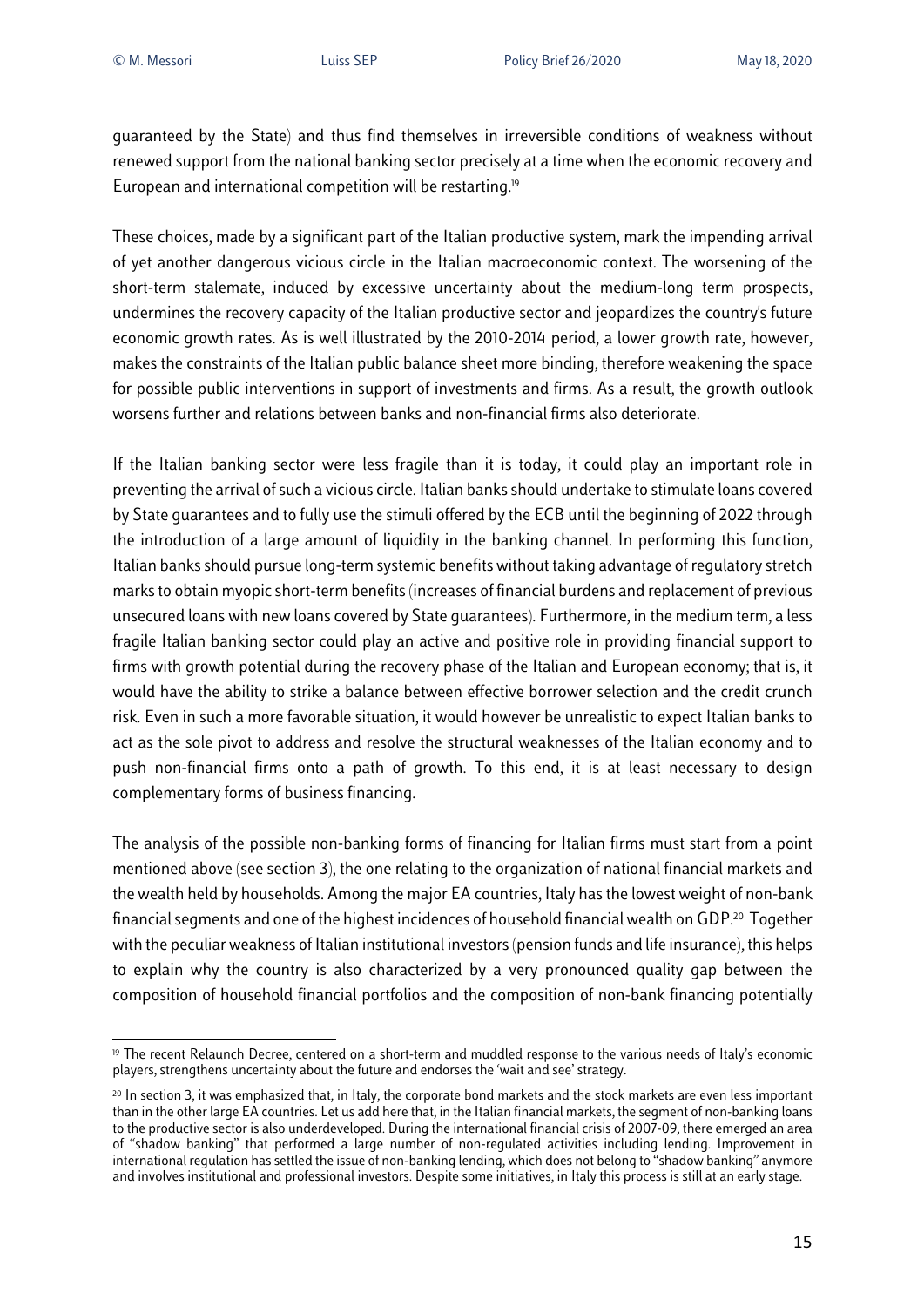guaranteed by the State) and thus find themselves in irreversible conditions of weakness without renewed support from the national banking sector precisely at a time when the economic recovery and European and international competition will be restarting.[19]

These choices, made by a significant part of the Italian productive system, mark the impending arrival of yet another dangerous vicious circle in the Italian macroeconomic context. The worsening of the short-term stalemate, induced by excessive uncertainty about the medium-long term prospects, undermines the recovery capacity of the Italian productive sector and jeopardizes the country's future economic growth rates. As is well illustrated by the 2010-2014 period, a lower growth rate, however, makes the constraints of the Italian public balance sheet more binding, therefore weakening the space for possible public interventions in support of investments and firms. As a result, the growth outlook worsens further and relations between banks and non-financial firms also deteriorate.

If the Italian banking sector were less fragile than it is today, it could play an important role in preventing the arrival of such a vicious circle. Italian banks should undertake to stimulate loans covered by State guarantees and to fully use the stimuli offered by the ECB until the beginning of 2022 through the introduction of a large amount of liquidity in the banking channel. In performing this function, Italian banks should pursue long-term systemic benefits without taking advantage of regulatory stretch marks to obtain myopic short-term benefits (increases of financial burdens and replacement of previous unsecured loans with new loans covered by State guarantees). Furthermore, in the medium term, a less fragile Italian banking sector could play an active and positive role in providing financial support to firms with growth potential during the recovery phase of the Italian and European economy; that is, it would have the ability to strike a balance between effective borrower selection and the credit crunch risk. Even in such a more favorable situation, it would however be unrealistic to expect Italian banks to act as the sole pivot to address and resolve the structural weaknesses of the Italian economy and to push non-financial firms onto a path of growth. To this end, it is at least necessary to design complementary forms of business financing.

The analysis of the possible non-banking forms of financing for Italian firms must start from a point mentioned above (see section 3), the one relating to the organization of national financial markets and the wealth held by households. Among the major EA countries, Italy has the lowest weight of non-bank financial segments and one of the highest incidences of household financial wealth on GDP.[20] Together with the peculiar weakness of Italian institutional investors (pension funds and life insurance), this helps to explain why the country is also characterized by a very pronounced quality gap between the composition of household financial portfolios and the composition of non-bank financing potentially

---

[19] The recent Relaunch Decree, centered on a short-term and muddled response to the various needs of Italy's economic players, strengthens uncertainty about the future and endorses the 'wait and see' strategy.

[20] In section 3, it was emphasized that, in Italy, the corporate bond markets and the stock markets are even less important than in the other large EA countries. Let us add here that, in the Italian financial markets, the segment of non-banking loans to the productive sector is also underdeveloped. During the international financial crisis of 2007-09, there emerged an area of "shadow banking" that performed a large number of non-regulated activities including lending. Improvement in international regulation has settled the issue of non-banking lending, which does not belong to "shadow banking" anymore and involves institutional and professional investors. Despite some initiatives, in Italy this process is still at an early stage.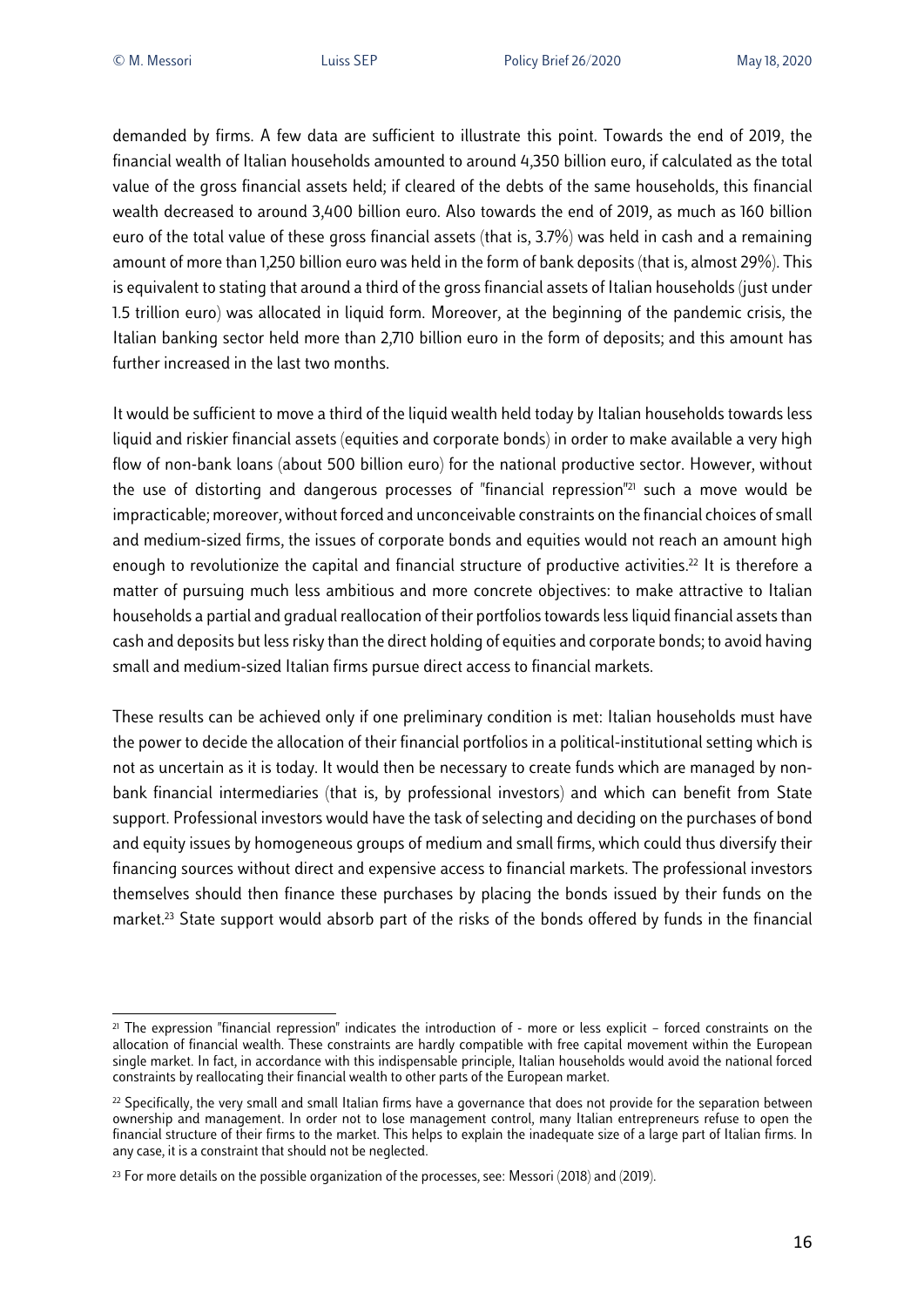demanded by firms. A few data are sufficient to illustrate this point. Towards the end of 2019, the financial wealth of Italian households amounted to around 4,350 billion euro, if calculated as the total value of the gross financial assets held; if cleared of the debts of the same households, this financial wealth decreased to around 3,400 billion euro. Also towards the end of 2019, as much as 160 billion euro of the total value of these gross financial assets (that is, 3.7%) was held in cash and a remaining amount of more than 1,250 billion euro was held in the form of bank deposits (that is, almost 29%). This is equivalent to stating that around a third of the gross financial assets of Italian households (just under 1.5 trillion euro) was allocated in liquid form. Moreover, at the beginning of the pandemic crisis, the Italian banking sector held more than 2,710 billion euro in the form of deposits; and this amount has further increased in the last two months.

It would be sufficient to move a third of the liquid wealth held today by Italian households towards less liquid and riskier financial assets (equities and corporate bonds) in order to make available a very high flow of non-bank loans (about 500 billion euro) for the national productive sector. However, without the use of distorting and dangerous processes of "financial repression"[21] such a move would be impracticable; moreover, without forced and unconceivable constraints on the financial choices of small and medium-sized firms, the issues of corporate bonds and equities would not reach an amount high enough to revolutionize the capital and financial structure of productive activities.[22] It is therefore a matter of pursuing much less ambitious and more concrete objectives: to make attractive to Italian households a partial and gradual reallocation of their portfolios towards less liquid financial assets than cash and deposits but less risky than the direct holding of equities and corporate bonds; to avoid having small and medium-sized Italian firms pursue direct access to financial markets.

These results can be achieved only if one preliminary condition is met: Italian households must have the power to decide the allocation of their financial portfolios in a political-institutional setting which is not as uncertain as it is today. It would then be necessary to create funds which are managed by non-bank financial intermediaries (that is, by professional investors) and which can benefit from State support. Professional investors would have the task of selecting and deciding on the purchases of bond and equity issues by homogeneous groups of medium and small firms, which could thus diversify their financing sources without direct and expensive access to financial markets. The professional investors themselves should then finance these purchases by placing the bonds issued by their funds on the market.[23] State support would absorb part of the risks of the bonds offered by funds in the financial

---

[21] The expression "financial repression" indicates the introduction of - more or less explicit – forced constraints on the allocation of financial wealth. These constraints are hardly compatible with free capital movement within the European single market. In fact, in accordance with this indispensable principle, Italian households would avoid the national forced constraints by reallocating their financial wealth to other parts of the European market.

[22] Specifically, the very small and small Italian firms have a governance that does not provide for the separation between ownership and management. In order not to lose management control, many Italian entrepreneurs refuse to open the financial structure of their firms to the market. This helps to explain the inadequate size of a large part of Italian firms. In any case, it is a constraint that should not be neglected.

[23] For more details on the possible organization of the processes, see: Messori (2018) and (2019).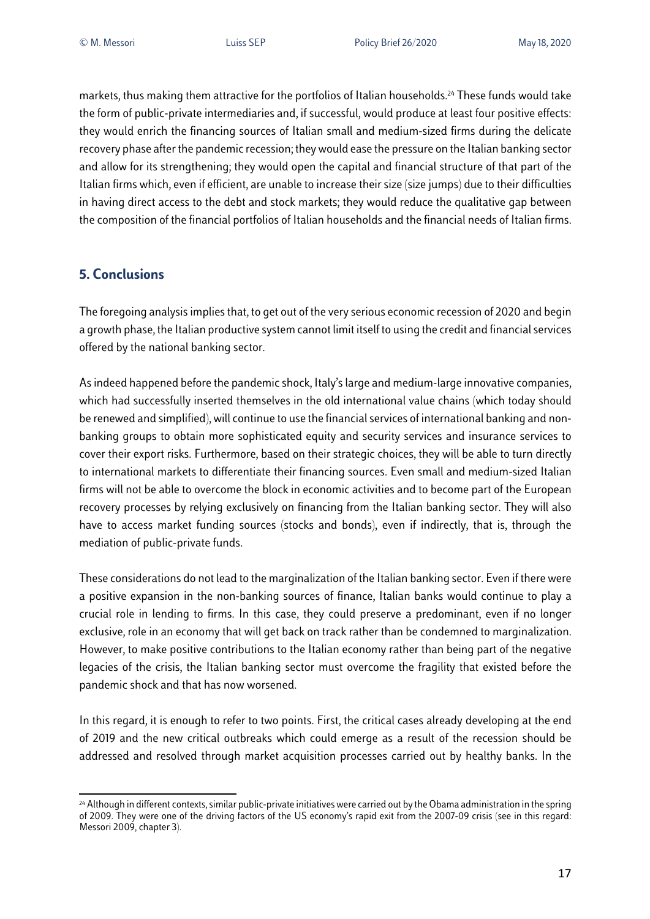markets, thus making them attractive for the portfolios of Italian households.[24] These funds would take the form of public-private intermediaries and, if successful, would produce at least four positive effects: they would enrich the financing sources of Italian small and medium-sized firms during the delicate recovery phase after the pandemic recession; they would ease the pressure on the Italian banking sector and allow for its strengthening; they would open the capital and financial structure of that part of the Italian firms which, even if efficient, are unable to increase their size (size jumps) due to their difficulties in having direct access to the debt and stock markets; they would reduce the qualitative gap between the composition of the financial portfolios of Italian households and the financial needs of Italian firms.

## 5. Conclusions

The foregoing analysis implies that, to get out of the very serious economic recession of 2020 and begin a growth phase, the Italian productive system cannot limit itself to using the credit and financial services offered by the national banking sector.

As indeed happened before the pandemic shock, Italy's large and medium-large innovative companies, which had successfully inserted themselves in the old international value chains (which today should be renewed and simplified), will continue to use the financial services of international banking and non-banking groups to obtain more sophisticated equity and security services and insurance services to cover their export risks. Furthermore, based on their strategic choices, they will be able to turn directly to international markets to differentiate their financing sources. Even small and medium-sized Italian firms will not be able to overcome the block in economic activities and to become part of the European recovery processes by relying exclusively on financing from the Italian banking sector. They will also have to access market funding sources (stocks and bonds), even if indirectly, that is, through the mediation of public-private funds.

These considerations do not lead to the marginalization of the Italian banking sector. Even if there were a positive expansion in the non-banking sources of finance, Italian banks would continue to play a crucial role in lending to firms. In this case, they could preserve a predominant, even if no longer exclusive, role in an economy that will get back on track rather than be condemned to marginalization. However, to make positive contributions to the Italian economy rather than being part of the negative legacies of the crisis, the Italian banking sector must overcome the fragility that existed before the pandemic shock and that has now worsened.

In this regard, it is enough to refer to two points. First, the critical cases already developing at the end of 2019 and the new critical outbreaks which could emerge as a result of the recession should be addressed and resolved through market acquisition processes carried out by healthy banks. In the

[24] Although in different contexts, similar public-private initiatives were carried out by the Obama administration in the spring of 2009. They were one of the driving factors of the US economy's rapid exit from the 2007-09 crisis (see in this regard: Messori 2009, chapter 3).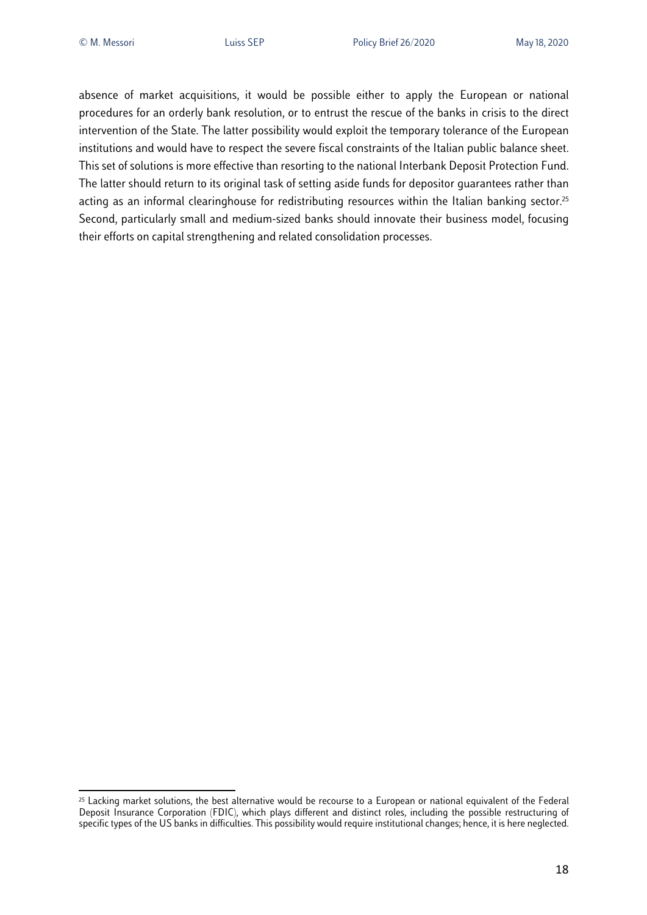absence of market acquisitions, it would be possible either to apply the European or national procedures for an orderly bank resolution, or to entrust the rescue of the banks in crisis to the direct intervention of the State. The latter possibility would exploit the temporary tolerance of the European institutions and would have to respect the severe fiscal constraints of the Italian public balance sheet. This set of solutions is more effective than resorting to the national Interbank Deposit Protection Fund. The latter should return to its original task of setting aside funds for depositor guarantees rather than acting as an informal clearinghouse for redistributing resources within the Italian banking sector.[25] Second, particularly small and medium-sized banks should innovate their business model, focusing their efforts on capital strengthening and related consolidation processes.

[25] Lacking market solutions, the best alternative would be recourse to a European or national equivalent of the Federal Deposit Insurance Corporation (FDIC), which plays different and distinct roles, including the possible restructuring of specific types of the US banks in difficulties. This possibility would require institutional changes; hence, it is here neglected.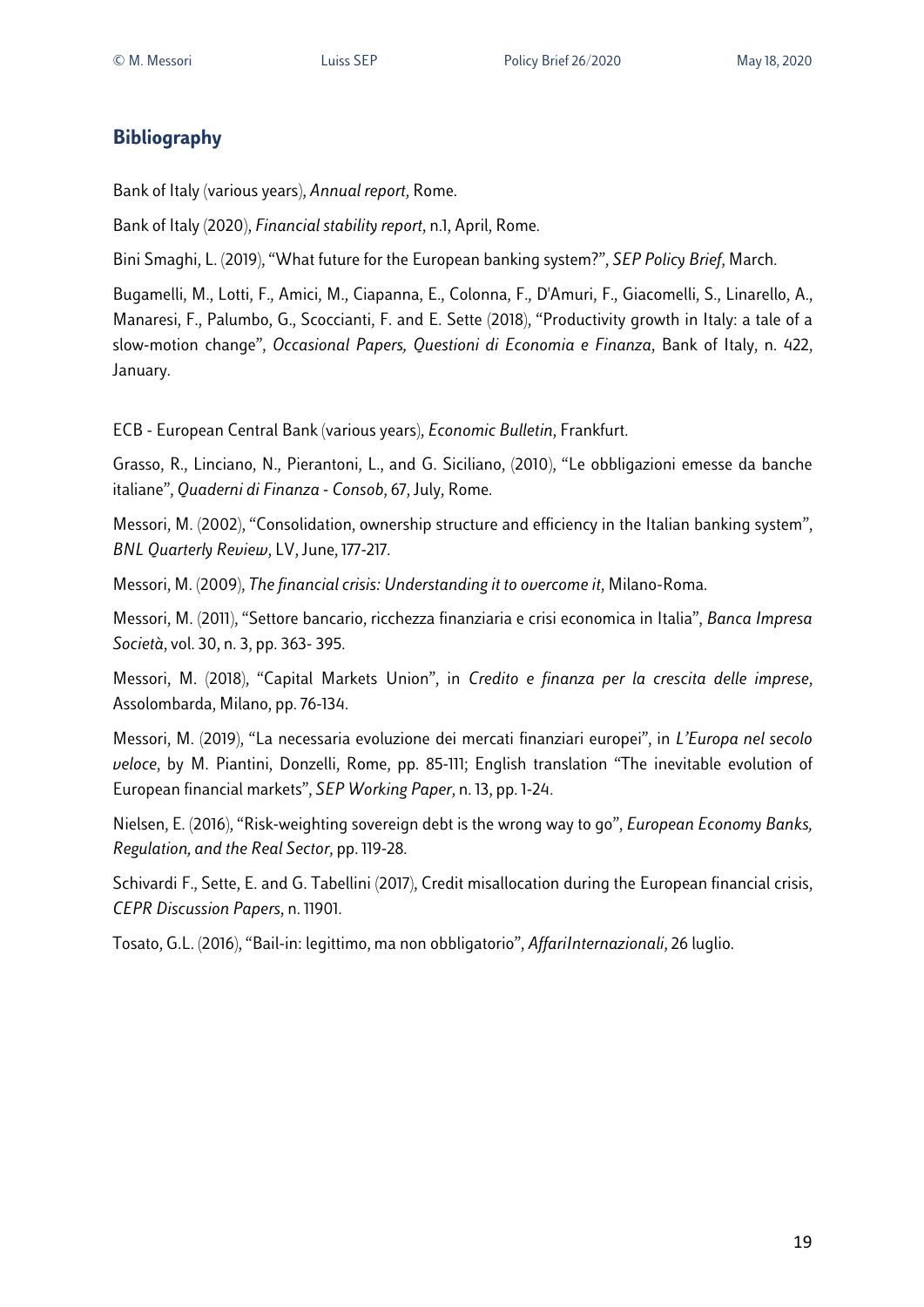## Bibliography

Bank of Italy (various years), *Annual report*, Rome.

Bank of Italy (2020), *Financial stability report*, n.1, April, Rome.

Bini Smaghi, L. (2019), "What future for the European banking system?", *SEP Policy Brief*, March.

Bugamelli, M., Lotti, F., Amici, M., Ciapanna, E., Colonna, F., D'Amuri, F., Giacomelli, S., Linarello, A., Manaresi, F., Palumbo, G., Scoccianti, F. and E. Sette (2018), "Productivity growth in Italy: a tale of a slow-motion change", *Occasional Papers, Questioni di Economia e Finanza*, Bank of Italy, n. 422, January.

ECB - European Central Bank (various years), *Economic Bulletin*, Frankfurt.

Grasso, R., Linciano, N., Pierantoni, L., and G. Siciliano, (2010), "Le obbligazioni emesse da banche italiane", *Quaderni di Finanza - Consob*, 67, July, Rome.

Messori, M. (2002), "Consolidation, ownership structure and efficiency in the Italian banking system", *BNL Quarterly Review*, LV, June, 177-217.

Messori, M. (2009), *The financial crisis: Understanding it to overcome it*, Milano-Roma.

Messori, M. (2011), "Settore bancario, ricchezza finanziaria e crisi economica in Italia", *Banca Impresa Società*, vol. 30, n. 3, pp. 363- 395.

Messori, M. (2018), "Capital Markets Union", in *Credito e finanza per la crescita delle imprese*, Assolombarda, Milano, pp. 76-134.

Messori, M. (2019), "La necessaria evoluzione dei mercati finanziari europei", in *L'Europa nel secolo veloce*, by M. Piantini, Donzelli, Rome, pp. 85-111; English translation "The inevitable evolution of European financial markets", *SEP Working Paper*, n. 13, pp. 1-24.

Nielsen, E. (2016), "Risk-weighting sovereign debt is the wrong way to go", *European Economy Banks, Regulation, and the Real Sector*, pp. 119-28.

Schivardi F., Sette, E. and G. Tabellini (2017), Credit misallocation during the European financial crisis, *CEPR Discussion Papers*, n. 11901.

Tosato, G.L. (2016), "Bail-in: legittimo, ma non obbligatorio", *AffariInternazionali*, 26 luglio.